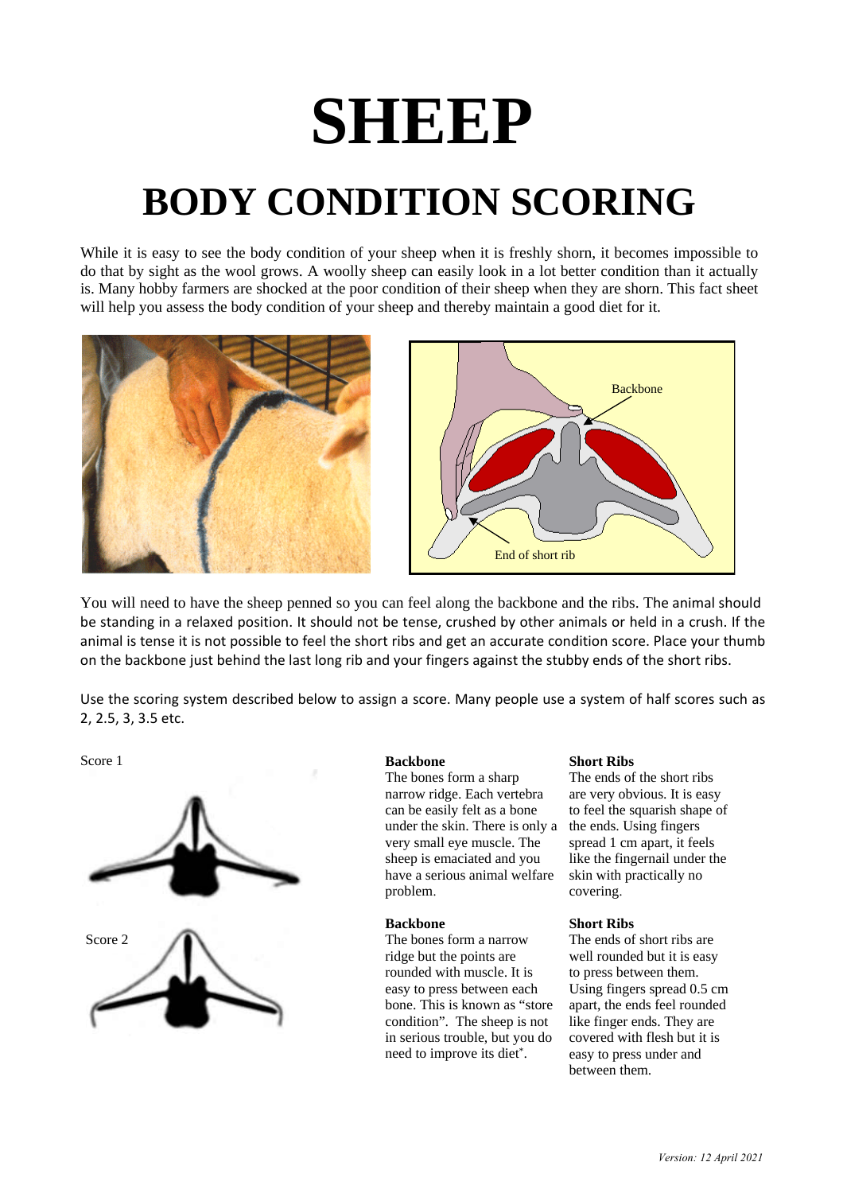# SHEEP

## BODY CONDITION SCORING

While it is easy to see the body condition of your sheep when it is freshly shorn, it becomes impossible to do that by sight as the wool grows. A woolly sheep can easily look in a lot better condition than it actually is. Many hobby farmers are shocked at the poor condition of their sheep when they are shorn. This fact sheet will help you assess the body condition of your sheep and thereby maintain a good diet for it.

Backbone

End of short rib

You will need to have the sheep penned so you can feel along the backbone and the ribs. The animal should be standing in a relaxed position. It should not be tense, crushed by other animals or held in a crush. If the animal is tense it is not possible to feel the short ribs and get an accurate condition score. Place your thumb on the backbone just behind the last long rib and your fingers against the stubby ends of the short ribs.

Use the scoring system described below to assign a score. Many people use a system of half scores such as 2, 2.5, 3, 3.5 etc.

Score 1

**Backbone**
The bones form a sharp narrow ridge. Each vertebra can be easily felt as a bone under the skin. There is only a very small eye muscle. The sheep is emaciated and you have a serious animal welfare problem.

**Short Ribs**
The ends of the short ribs are very obvious. It is easy to feel the squarish shape of the ends. Using fingers spread 1 cm apart, it feels like the fingernail under the skin with practically no covering.

Score 2

**Backbone**
The bones form a narrow ridge but the points are rounded with muscle. It is easy to press between each bone. This is known as "store condition". The sheep is not in serious trouble, but you do need to improve its diet*.

**Short Ribs**
The ends of short ribs are well rounded but it is easy to press between them. Using fingers spread 0.5 cm apart, the ends feel rounded like finger ends. They are covered with flesh but it is easy to press under and between them.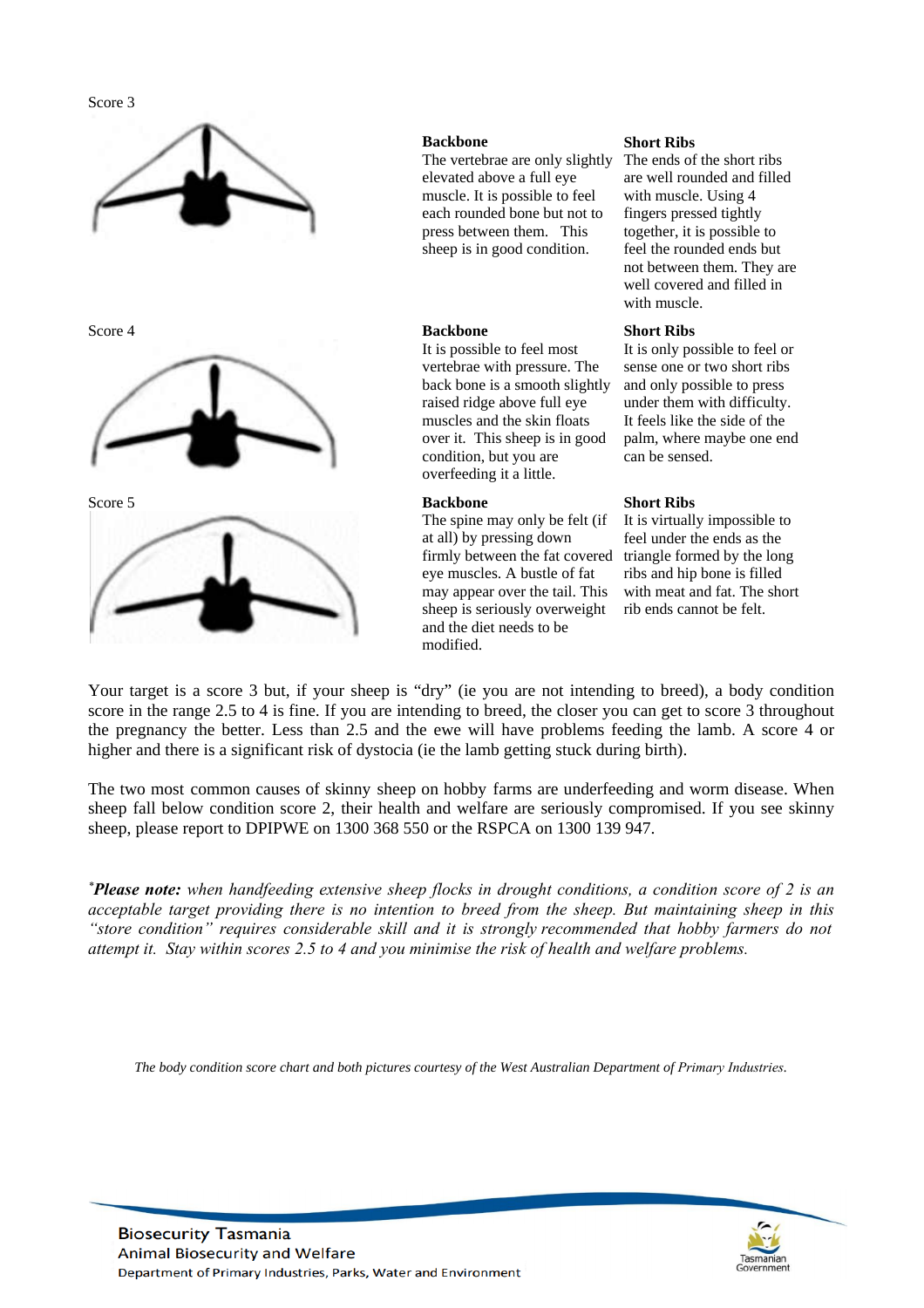Score 3

**Backbone**

The vertebrae are only slightly elevated above a full eye muscle. It is possible to feel each rounded bone but not to press between them. This sheep is in good condition.

**Short Ribs**

The ends of the short ribs are well rounded and filled with muscle. Using 4 fingers pressed tightly together, it is possible to feel the rounded ends but not between them. They are well covered and filled in with muscle.

Score 4

**Backbone**

It is possible to feel most vertebrae with pressure. The back bone is a smooth slightly raised ridge above full eye muscles and the skin floats over it. This sheep is in good condition, but you are overfeeding it a little.

**Short Ribs**

It is only possible to feel or sense one or two short ribs and only possible to press under them with difficulty. It feels like the side of the palm, where maybe one end can be sensed.

Score 5

**Backbone**

The spine may only be felt (if at all) by pressing down firmly between the fat covered eye muscles. A bustle of fat may appear over the tail. This sheep is seriously overweight and the diet needs to be modified.

**Short Ribs**

It is virtually impossible to feel under the ends as the triangle formed by the long ribs and hip bone is filled with meat and fat. The short rib ends cannot be felt.

Your target is a score 3 but, if your sheep is "dry" (ie you are not intending to breed), a body condition score in the range 2.5 to 4 is fine. If you are intending to breed, the closer you can get to score 3 throughout the pregnancy the better. Less than 2.5 and the ewe will have problems feeding the lamb. A score 4 or higher and there is a significant risk of dystocia (ie the lamb getting stuck during birth).

The two most common causes of skinny sheep on hobby farms are underfeeding and worm disease. When sheep fall below condition score 2, their health and welfare are seriously compromised. If you see skinny sheep, please report to DPIPWE on 1300 368 550 or the RSPCA on 1300 139 947.

*[*]**Please note:** when handfeeding extensive sheep flocks in drought conditions, a condition score of 2 is an acceptable target providing there is no intention to breed from the sheep. But maintaining sheep in this "store condition" requires considerable skill and it is strongly recommended that hobby farmers do not attempt it. Stay within scores 2.5 to 4 and you minimise the risk of health and welfare problems.*

*The body condition score chart and both pictures courtesy of the West Australian Department of Primary Industries.*